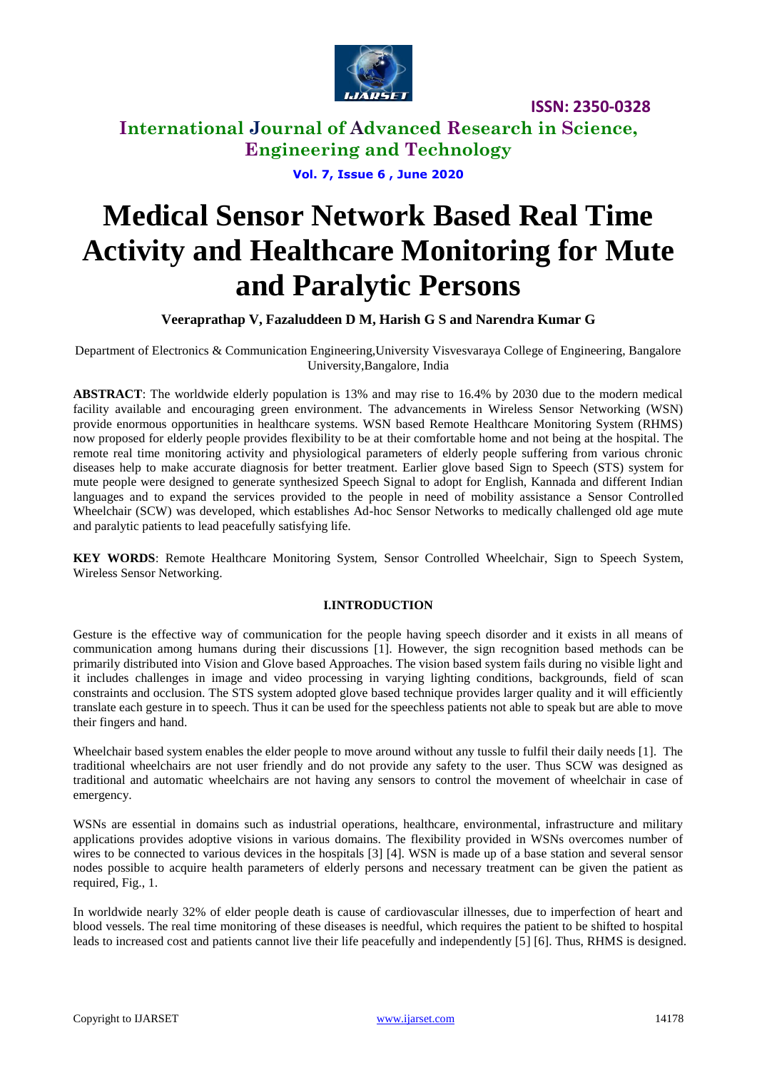# Medical Sensor Network Based Real Time Activity and Healthcare Monitoring for Mute and Paralytic Persons

**Veeraprathap V, Fazaluddeen D M, Harish G S and Narendra Kumar G**

Department of Electronics & Communication Engineering,University Visvesvaraya College of Engineering, Bangalore University,Bangalore, India

**ABSTRACT**: The worldwide elderly population is 13% and may rise to 16.4% by 2030 due to the modern medical facility available and encouraging green environment. The advancements in Wireless Sensor Networking (WSN) provide enormous opportunities in healthcare systems. WSN based Remote Healthcare Monitoring System (RHMS) now proposed for elderly people provides flexibility to be at their comfortable home and not being at the hospital. The remote real time monitoring activity and physiological parameters of elderly people suffering from various chronic diseases help to make accurate diagnosis for better treatment. Earlier glove based Sign to Speech (STS) system for mute people were designed to generate synthesized Speech Signal to adopt for English, Kannada and different Indian languages and to expand the services provided to the people in need of mobility assistance a Sensor Controlled Wheelchair (SCW) was developed, which establishes Ad-hoc Sensor Networks to medically challenged old age mute and paralytic patients to lead peacefully satisfying life.

**KEY WORDS**: Remote Healthcare Monitoring System, Sensor Controlled Wheelchair, Sign to Speech System, Wireless Sensor Networking.

## I.INTRODUCTION

Gesture is the effective way of communication for the people having speech disorder and it exists in all means of communication among humans during their discussions [1]. However, the sign recognition based methods can be primarily distributed into Vision and Glove based Approaches. The vision based system fails during no visible light and it includes challenges in image and video processing in varying lighting conditions, backgrounds, field of scan constraints and occlusion. The STS system adopted glove based technique provides larger quality and it will efficiently translate each gesture in to speech. Thus it can be used for the speechless patients not able to speak but are able to move their fingers and hand.

Wheelchair based system enables the elder people to move around without any tussle to fulfil their daily needs [1]. The traditional wheelchairs are not user friendly and do not provide any safety to the user. Thus SCW was designed as traditional and automatic wheelchairs are not having any sensors to control the movement of wheelchair in case of emergency.

WSNs are essential in domains such as industrial operations, healthcare, environmental, infrastructure and military applications provides adoptive visions in various domains. The flexibility provided in WSNs overcomes number of wires to be connected to various devices in the hospitals [3] [4]. WSN is made up of a base station and several sensor nodes possible to acquire health parameters of elderly persons and necessary treatment can be given the patient as required, Fig., 1.

In worldwide nearly 32% of elder people death is cause of cardiovascular illnesses, due to imperfection of heart and blood vessels. The real time monitoring of these diseases is needful, which requires the patient to be shifted to hospital leads to increased cost and patients cannot live their life peacefully and independently [5] [6]. Thus, RHMS is designed.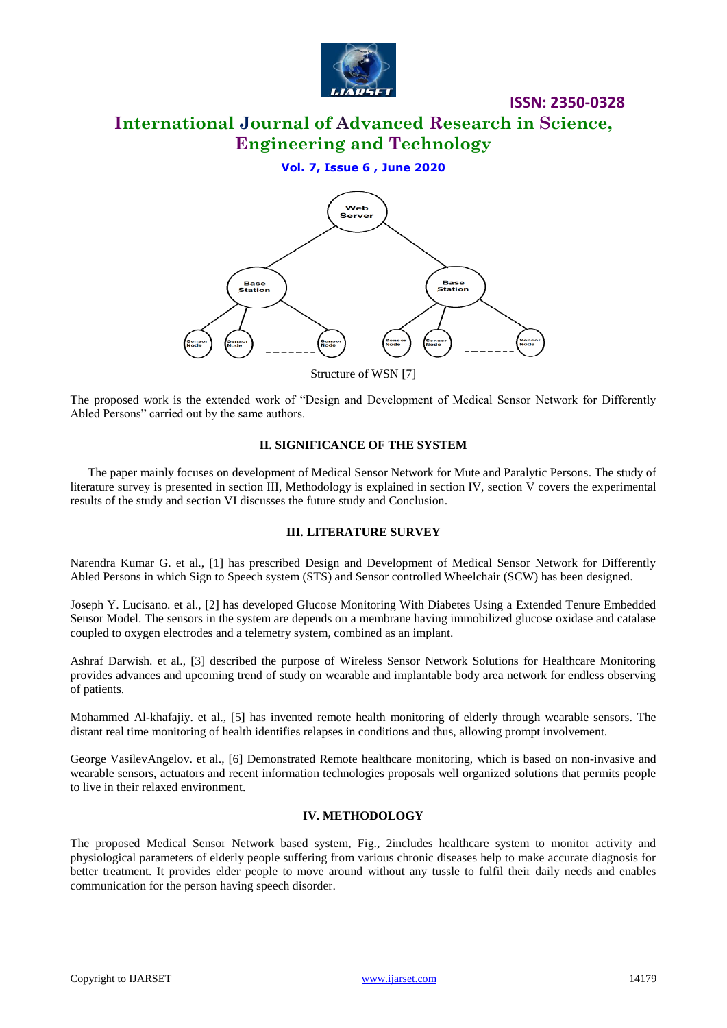Structure of WSN [7]

The proposed work is the extended work of "Design and Development of Medical Sensor Network for Differently Abled Persons" carried out by the same authors.

## II. SIGNIFICANCE OF THE SYSTEM

The paper mainly focuses on development of Medical Sensor Network for Mute and Paralytic Persons. The study of literature survey is presented in section III, Methodology is explained in section IV, section V covers the experimental results of the study and section VI discusses the future study and Conclusion.

## III. LITERATURE SURVEY

Narendra Kumar G. et al., [1] has prescribed Design and Development of Medical Sensor Network for Differently Abled Persons in which Sign to Speech system (STS) and Sensor controlled Wheelchair (SCW) has been designed.

Joseph Y. Lucisano. et al., [2] has developed Glucose Monitoring With Diabetes Using a Extended Tenure Embedded Sensor Model. The sensors in the system are depends on a membrane having immobilized glucose oxidase and catalase coupled to oxygen electrodes and a telemetry system, combined as an implant.

Ashraf Darwish. et al., [3] described the purpose of Wireless Sensor Network Solutions for Healthcare Monitoring provides advances and upcoming trend of study on wearable and implantable body area network for endless observing of patients.

Mohammed Al-khafajiy. et al., [5] has invented remote health monitoring of elderly through wearable sensors. The distant real time monitoring of health identifies relapses in conditions and thus, allowing prompt involvement.

George VasilevAngelov. et al., [6] Demonstrated Remote healthcare monitoring, which is based on non-invasive and wearable sensors, actuators and recent information technologies proposals well organized solutions that permits people to live in their relaxed environment.

## IV. METHODOLOGY

The proposed Medical Sensor Network based system, Fig., 2includes healthcare system to monitor activity and physiological parameters of elderly people suffering from various chronic diseases help to make accurate diagnosis for better treatment. It provides elder people to move around without any tussle to fulfil their daily needs and enables communication for the person having speech disorder.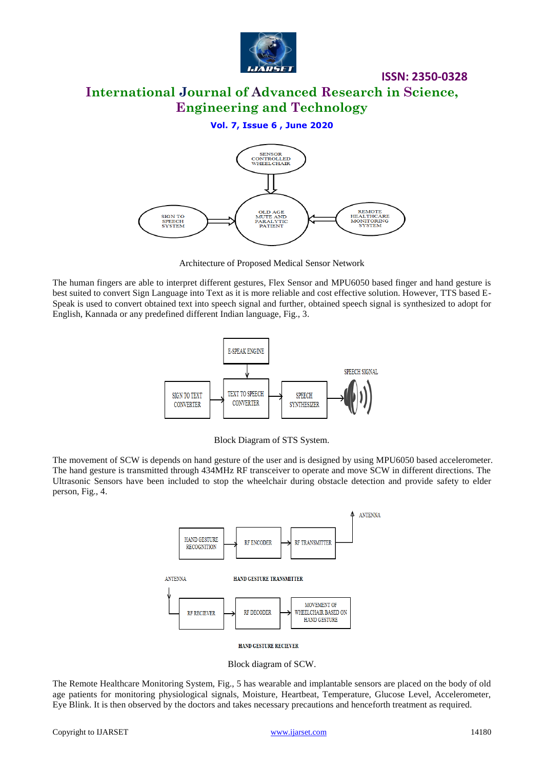Architecture of Proposed Medical Sensor Network

The human fingers are able to interpret different gestures, Flex Sensor and MPU6050 based finger and hand gesture is best suited to convert Sign Language into Text as it is more reliable and cost effective solution. However, TTS based E-Speak is used to convert obtained text into speech signal and further, obtained speech signal is synthesized to adopt for English, Kannada or any predefined different Indian language, Fig., 3.

Block Diagram of STS System.

The movement of SCW is depends on hand gesture of the user and is designed by using MPU6050 based accelerometer. The hand gesture is transmitted through 434MHz RF transceiver to operate and move SCW in different directions. The Ultrasonic Sensors have been included to stop the wheelchair during obstacle detection and provide safety to elder person, Fig., 4.

Block diagram of SCW.

The Remote Healthcare Monitoring System, Fig., 5 has wearable and implantable sensors are placed on the body of old age patients for monitoring physiological signals, Moisture, Heartbeat, Temperature, Glucose Level, Accelerometer, Eye Blink. It is then observed by the doctors and takes necessary precautions and henceforth treatment as required.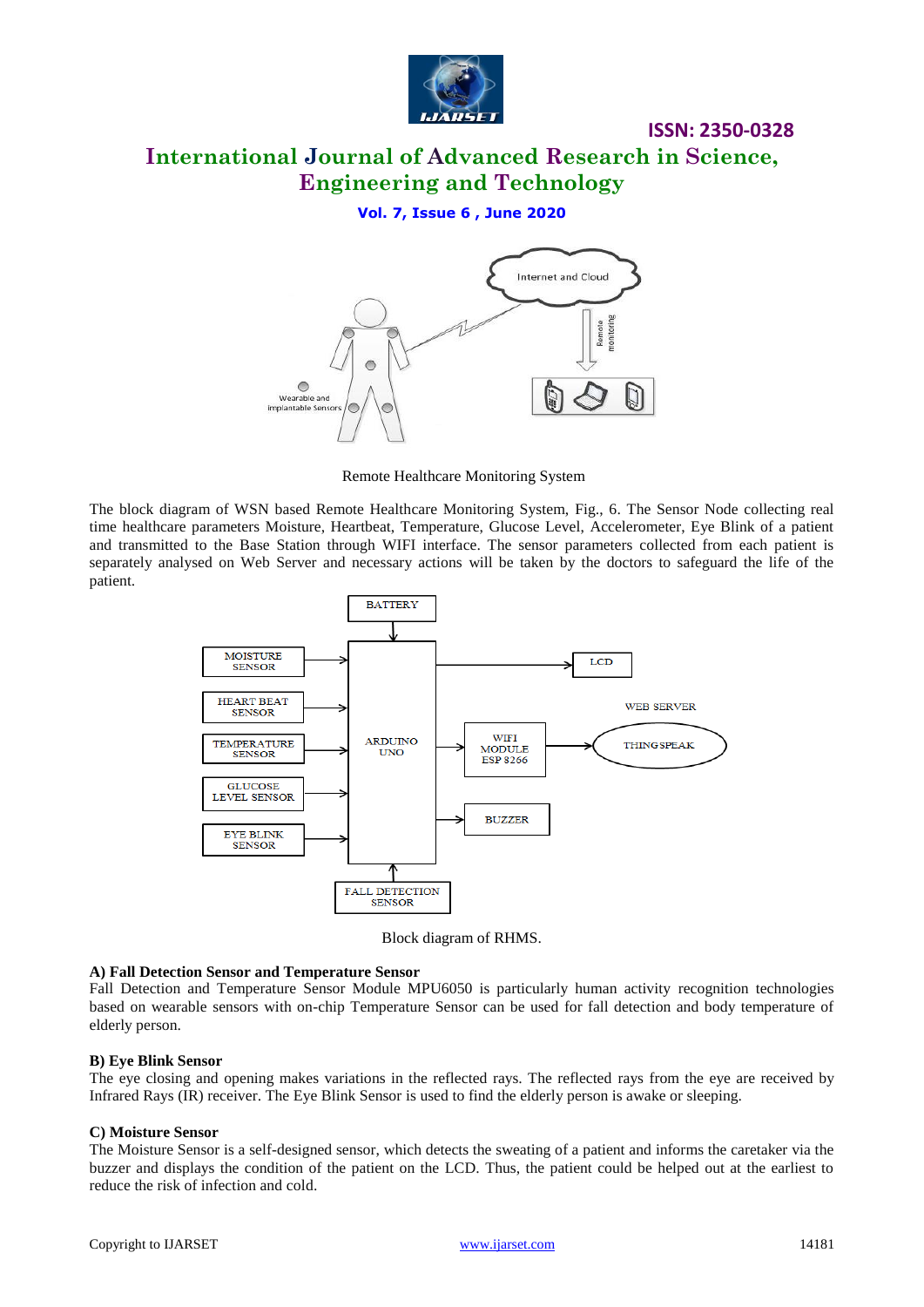Remote Healthcare Monitoring System

The block diagram of WSN based Remote Healthcare Monitoring System, Fig., 6. The Sensor Node collecting real time healthcare parameters Moisture, Heartbeat, Temperature, Glucose Level, Accelerometer, Eye Blink of a patient and transmitted to the Base Station through WIFI interface. The sensor parameters collected from each patient is separately analysed on Web Server and necessary actions will be taken by the doctors to safeguard the life of the patient.

Block diagram of RHMS.

**A) Fall Detection Sensor and Temperature Sensor**

Fall Detection and Temperature Sensor Module MPU6050 is particularly human activity recognition technologies based on wearable sensors with on-chip Temperature Sensor can be used for fall detection and body temperature of elderly person.

**B) Eye Blink Sensor**

The eye closing and opening makes variations in the reflected rays. The reflected rays from the eye are received by Infrared Rays (IR) receiver. The Eye Blink Sensor is used to find the elderly person is awake or sleeping.

**C) Moisture Sensor**

The Moisture Sensor is a self-designed sensor, which detects the sweating of a patient and informs the caretaker via the buzzer and displays the condition of the patient on the LCD. Thus, the patient could be helped out at the earliest to reduce the risk of infection and cold.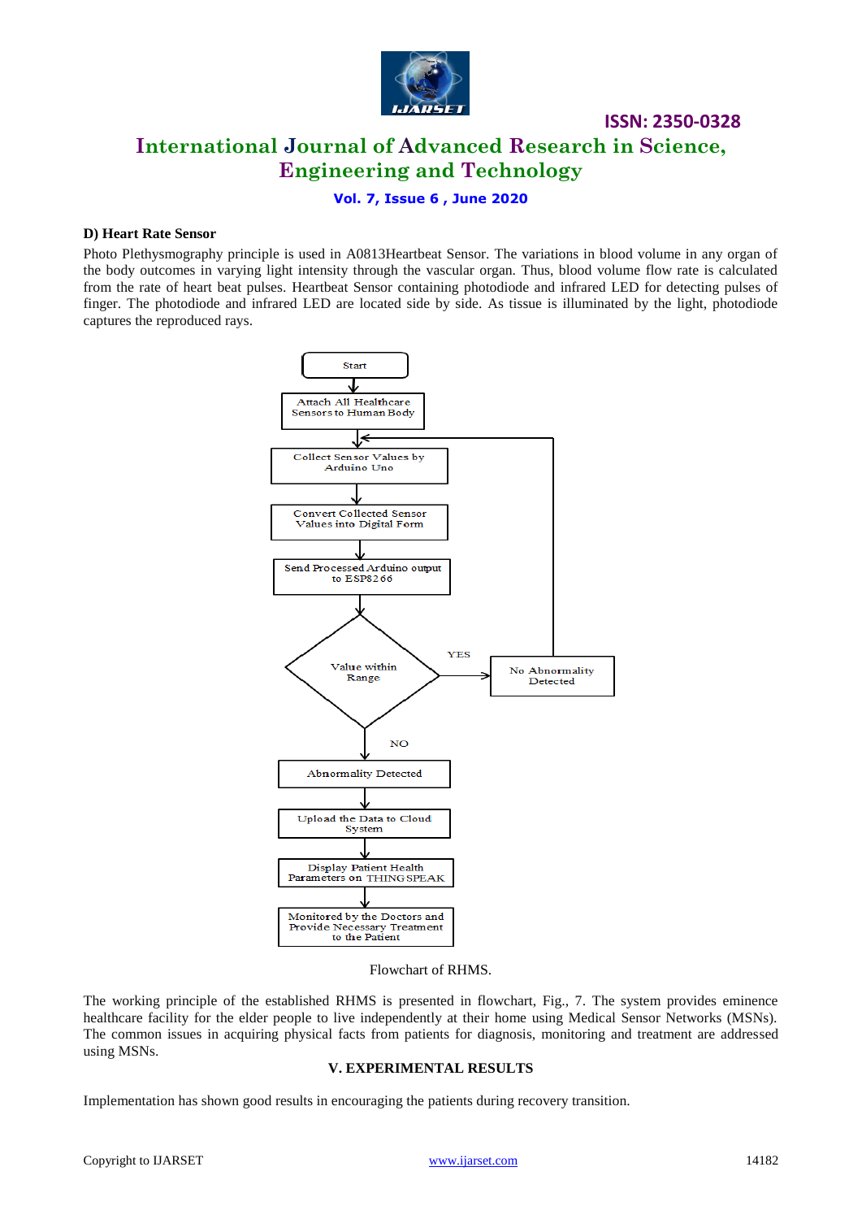### D) Heart Rate Sensor

Photo Plethysmography principle is used in A0813Heartbeat Sensor. The variations in blood volume in any organ of the body outcomes in varying light intensity through the vascular organ. Thus, blood volume flow rate is calculated from the rate of heart beat pulses. Heartbeat Sensor containing photodiode and infrared LED for detecting pulses of finger. The photodiode and infrared LED are located side by side. As tissue is illuminated by the light, photodiode captures the reproduced rays.

Start

Attach All Healthcare Sensors to Human Body

Collect Sensor Values by Arduino Uno

Convert Collected Sensor Values into Digital Form

Send Processed Arduino output to ESP8266

Value within Range

YES

No Abnormality Detected

NO

Abnormality Detected

Upload the Data to Cloud System

Display Patient Health Parameters on THINGSPEAK

Monitored by the Doctors and Provide Necessary Treatment to the Patient

Flowchart of RHMS.

The working principle of the established RHMS is presented in flowchart, Fig., 7. The system provides eminence healthcare facility for the elder people to live independently at their home using Medical Sensor Networks (MSNs). The common issues in acquiring physical facts from patients for diagnosis, monitoring and treatment are addressed using MSNs.

## V. EXPERIMENTAL RESULTS

Implementation has shown good results in encouraging the patients during recovery transition.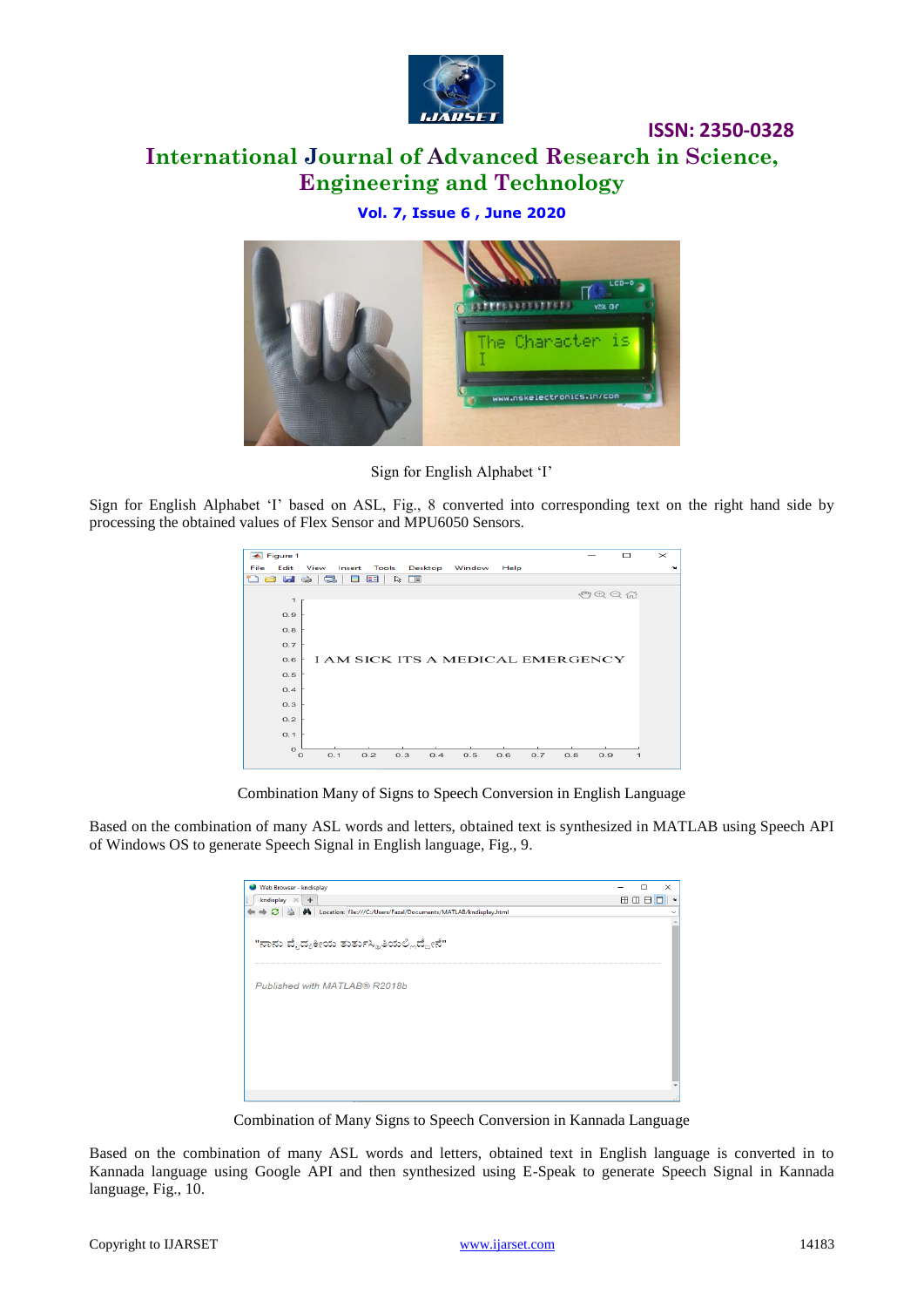Sign for English Alphabet 'I'

Sign for English Alphabet 'I' based on ASL, Fig., 8 converted into corresponding text on the right hand side by processing the obtained values of Flex Sensor and MPU6050 Sensors.

Combination Many of Signs to Speech Conversion in English Language

Based on the combination of many ASL words and letters, obtained text is synthesized in MATLAB using Speech API of Windows OS to generate Speech Signal in English language, Fig., 9.

Combination of Many Signs to Speech Conversion in Kannada Language

Based on the combination of many ASL words and letters, obtained text in English language is converted in to Kannada language using Google API and then synthesized using E-Speak to generate Speech Signal in Kannada language, Fig., 10.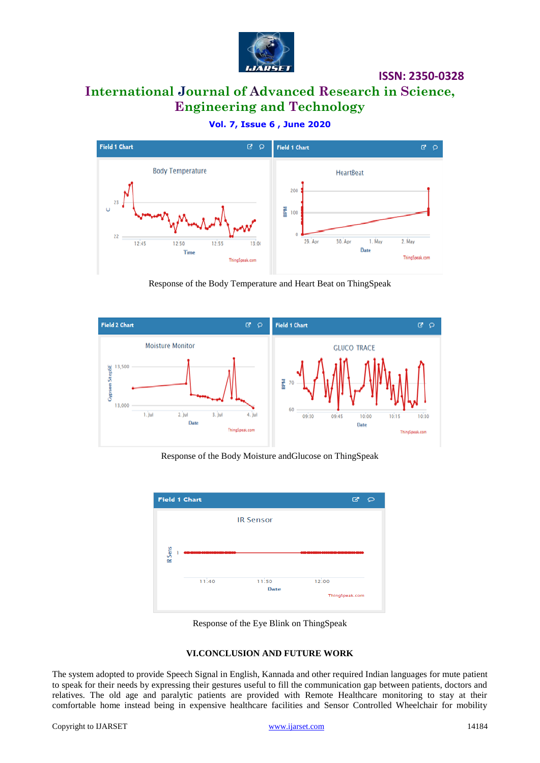Response of the Body Temperature and Heart Beat on ThingSpeak

Response of the Body Moisture andGlucose on ThingSpeak

Response of the Eye Blink on ThingSpeak

### VI.CONCLUSION AND FUTURE WORK

The system adopted to provide Speech Signal in English, Kannada and other required Indian languages for mute patient to speak for their needs by expressing their gestures useful to fill the communication gap between patients, doctors and relatives. The old age and paralytic patients are provided with Remote Healthcare monitoring to stay at their comfortable home instead being in expensive healthcare facilities and Sensor Controlled Wheelchair for mobility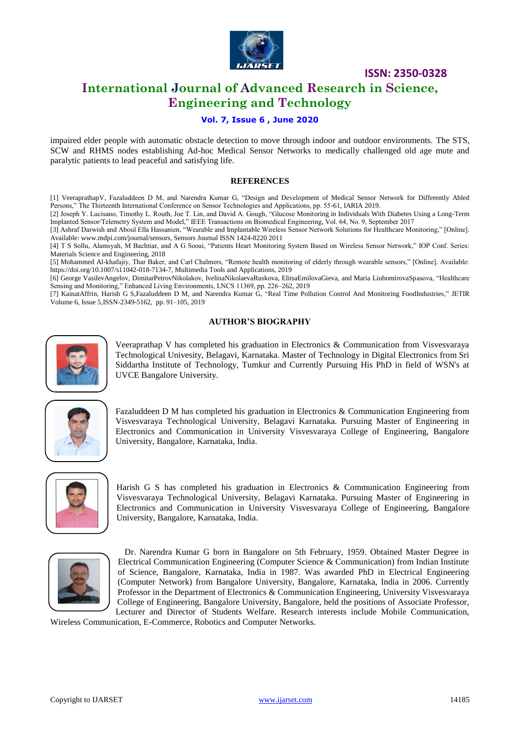impaired elder people with automatic obstacle detection to move through indoor and outdoor environments. The STS, SCW and RHMS nodes establishing Ad-hoc Medical Sensor Networks to medically challenged old age mute and paralytic patients to lead peaceful and satisfying life.

## REFERENCES

[1] VeeraprathapV, Fazaluddeen D M, and Narendra Kumar G, "Design and Development of Medical Sensor Network for Differently Abled Persons," The Thirteenth International Conference on Sensor Technologies and Applications, pp. 55-61, IARIA 2019.

[2] Joseph Y. Lucisano, Timothy L. Routh, Joe T. Lin, and David A. Gough, "Glucose Monitoring in Individuals With Diabetes Using a Long-Term Implanted Sensor/Telemetry System and Model," IEEE Transactions on Biomedical Engineering, Vol. 64, No. 9, September 2017

[3] Ashraf Darwish and Aboul Ella Hassanien, "Wearable and Implantable Wireless Sensor Network Solutions for Healthcare Monitoring," [Online]. Available: www.mdpi.com/journal/sensors, Sensors Journal ISSN 1424-8220 2011

[4] T S Sollu, Alamsyah, M Bachtiar, and A G Sooai, "Patients Heart Monitoring System Based on Wireless Sensor Network," IOP Conf. Series: Materials Science and Engineering, 2018

[5] Mohammed Al-khafajiy, Thar Baker, and Carl Chalmers, "Remote health monitoring of elderly through wearable sensors," [Online]. Available: https://doi.org/10.1007/s11042-018-7134-7, Multimedia Tools and Applications, 2019

[6] George VasilevAngelov, DimitarPetrovNikolakov, IvelinaNikolaevaRuskova, ElitsaEmilovaGieva, and Maria LiubomirovaSpasova, "Healthcare Sensing and Monitoring," Enhanced Living Environments, LNCS 11369, pp. 226–262, 2019

[7] KainatAffrin, Harish G S,Fazaluddeen D M, and Narendra Kumar G, "Real Time Pollution Control And Monitoring FoodIndustries," JETIR Volume 6, Issue 5,ISSN-2349-5162, pp. 91–105, 2019

## AUTHOR'S BIOGRAPHY

Veeraprathap V has completed his graduation in Electronics & Communication from Visvesvaraya Technological Univesity, Belagavi, Karnataka. Master of Technology in Digital Electronics from Sri Siddartha Institute of Technology, Tumkur and Currently Pursuing His PhD in field of WSN's at UVCE Bangalore University.

Fazaluddeen D M has completed his graduation in Electronics & Communication Engineering from Visvesvaraya Technological University, Belagavi Karnataka. Pursuing Master of Engineering in Electronics and Communication in University Visvesvaraya College of Engineering, Bangalore University, Bangalore, Karnataka, India.

Harish G S has completed his graduation in Electronics & Communication Engineering from Visvesvaraya Technological University, Belagavi Karnataka. Pursuing Master of Engineering in Electronics and Communication in University Visvesvaraya College of Engineering, Bangalore University, Bangalore, Karnataka, India.

Dr. Narendra Kumar G born in Bangalore on 5th February, 1959. Obtained Master Degree in Electrical Communication Engineering (Computer Science & Communication) from Indian Institute of Science, Bangalore, Karnataka, India in 1987. Was awarded PhD in Electrical Engineering (Computer Network) from Bangalore University, Bangalore, Karnataka, India in 2006. Currently Professor in the Department of Electronics & Communication Engineering, University Visvesvaraya College of Engineering, Bangalore University, Bangalore, held the positions of Associate Professor, Lecturer and Director of Students Welfare. Research interests include Mobile Communication, Wireless Communication, E-Commerce, Robotics and Computer Networks.